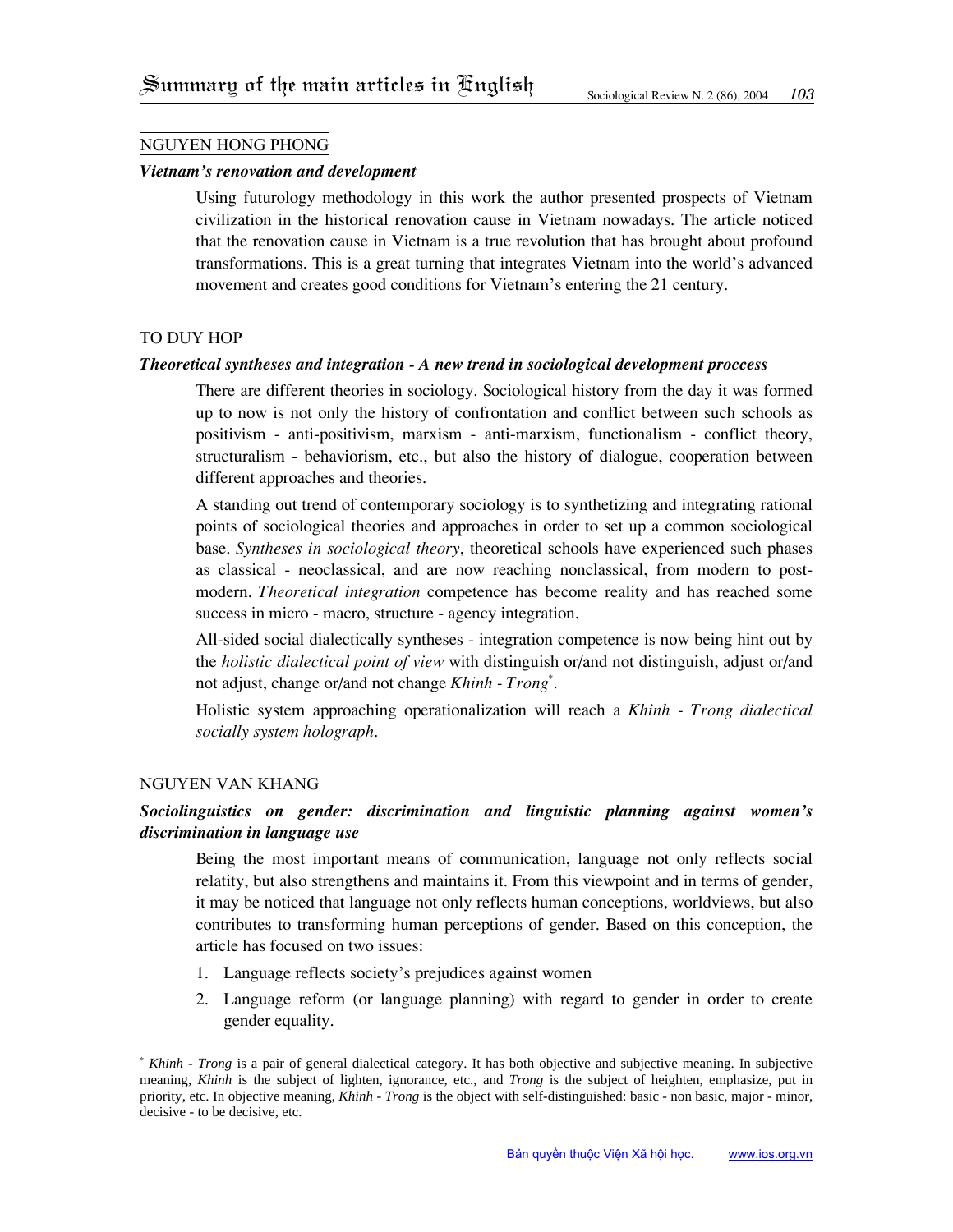# Summary of the main articles in English

NGUYEN HONG PHONG

***Vietnam's renovation and development***

Using futurology methodology in this work the author presented prospects of Vietnam civilization in the historical renovation cause in Vietnam nowadays. The article noticed that the renovation cause in Vietnam is a true revolution that has brought about profound transformations. This is a great turning that integrates Vietnam into the world's advanced movement and creates good conditions for Vietnam's entering the 21 century.

TO DUY HOP

***Theoretical syntheses and integration - A new trend in sociological development proccess***

There are different theories in sociology. Sociological history from the day it was formed up to now is not only the history of confrontation and conflict between such schools as positivism - anti-positivism, marxism - anti-marxism, functionalism - conflict theory, structuralism - behaviorism, etc., but also the history of dialogue, cooperation between different approaches and theories.

A standing out trend of contemporary sociology is to synthetizing and integrating rational points of sociological theories and approaches in order to set up a common sociological base. *Syntheses in sociological theory*, theoretical schools have experienced such phases as classical - neoclassical, and are now reaching nonclassical, from modern to post-modern. *Theoretical integration* competence has become reality and has reached some success in micro - macro, structure - agency integration.

All-sided social dialectically syntheses - integration competence is now being hint out by the *holistic dialectical point of view* with distinguish or/and not distinguish, adjust or/and not adjust, change or/and not change *Khinh - Trong*[*].

Holistic system approaching operationalization will reach a *Khinh - Trong dialectical socially system holograph*.

NGUYEN VAN KHANG

***Sociolinguistics on gender: discrimination and linguistic planning against women's discrimination in language use***

Being the most important means of communication, language not only reflects social relatity, but also strengthens and maintains it. From this viewpoint and in terms of gender, it may be noticed that language not only reflects human conceptions, worldviews, but also contributes to transforming human perceptions of gender. Based on this conception, the article has focused on two issues:

1. Language reflects society's prejudices against women
2. Language reform (or language planning) with regard to gender in order to create gender equality.

---

[*] *Khinh - Trong* is a pair of general dialectical category. It has both objective and subjective meaning. In subjective meaning, *Khinh* is the subject of lighten, ignorance, etc., and *Trong* is the subject of heighten, emphasize, put in priority, etc. In objective meaning, *Khinh - Trong* is the object with self-distinguished: basic - non basic, major - minor, decisive - to be decisive, etc.

Bản quyền thuộc Viện Xã hội học. www.ios.org.vn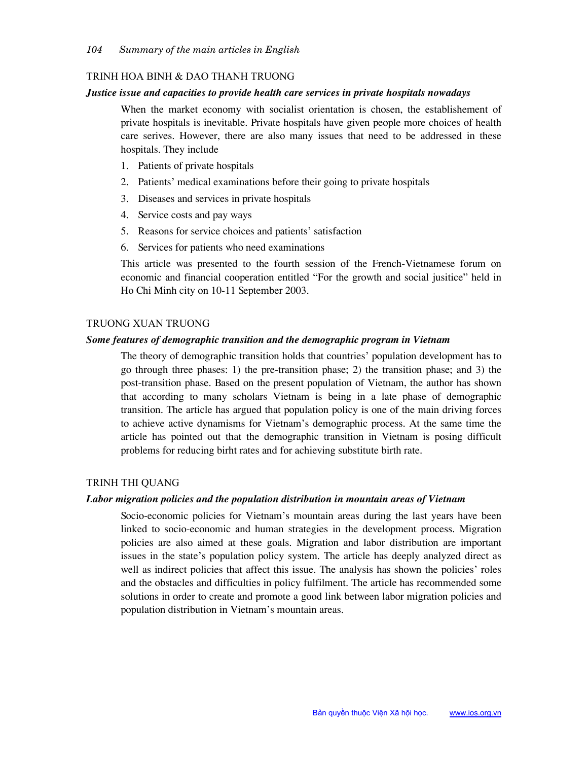TRINH HOA BINH & DAO THANH TRUONG

***Justice issue and capacities to provide health care services in private hospitals nowadays***

When the market economy with socialist orientation is chosen, the establishement of private hospitals is inevitable. Private hospitals have given people more choices of health care serives. However, there are also many issues that need to be addressed in these hospitals. They include

1. Patients of private hospitals
2. Patients' medical examinations before their going to private hospitals
3. Diseases and services in private hospitals
4. Service costs and pay ways
5. Reasons for service choices and patients' satisfaction
6. Services for patients who need examinations

This article was presented to the fourth session of the French-Vietnamese forum on economic and financial cooperation entitled "For the growth and social jusitice" held in Ho Chi Minh city on 10-11 September 2003.

TRUONG XUAN TRUONG

***Some features of demographic transition and the demographic program in Vietnam***

The theory of demographic transition holds that countries' population development has to go through three phases: 1) the pre-transition phase; 2) the transition phase; and 3) the post-transition phase. Based on the present population of Vietnam, the author has shown that according to many scholars Vietnam is being in a late phase of demographic transition. The article has argued that population policy is one of the main driving forces to achieve active dynamisms for Vietnam's demographic process. At the same time the article has pointed out that the demographic transition in Vietnam is posing difficult problems for reducing birht rates and for achieving substitute birth rate.

TRINH THI QUANG

***Labor migration policies and the population distribution in mountain areas of Vietnam***

Socio-economic policies for Vietnam's mountain areas during the last years have been linked to socio-economic and human strategies in the development process. Migration policies are also aimed at these goals. Migration and labor distribution are important issues in the state's population policy system. The article has deeply analyzed direct as well as indirect policies that affect this issue. The analysis has shown the policies' roles and the obstacles and difficulties in policy fulfilment. The article has recommended some solutions in order to create and promote a good link between labor migration policies and population distribution in Vietnam's mountain areas.